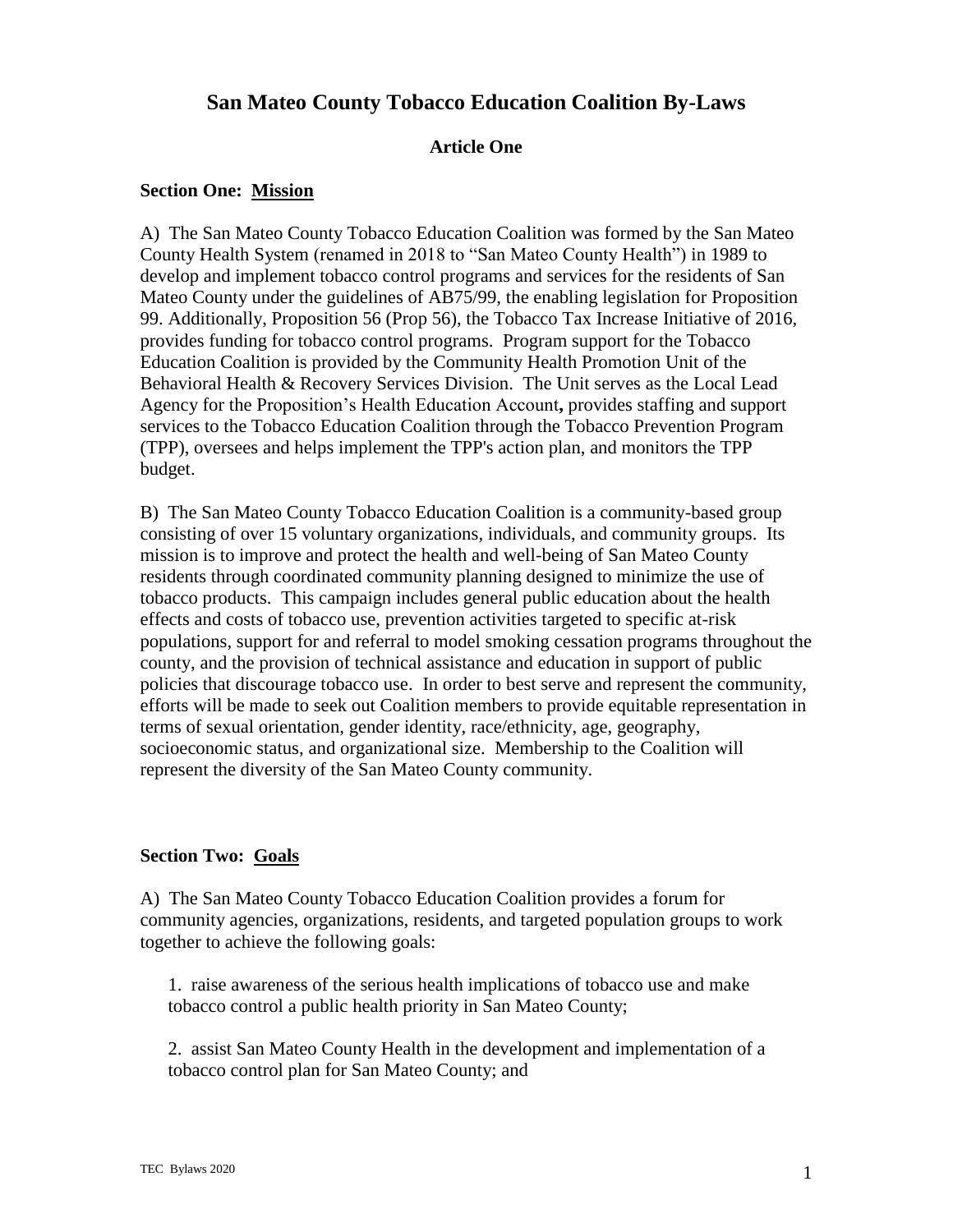# San Mateo County Tobacco Education Coalition By-Laws

## Article One

### Section One: Mission

A) The San Mateo County Tobacco Education Coalition was formed by the San Mateo County Health System (renamed in 2018 to "San Mateo County Health") in 1989 to develop and implement tobacco control programs and services for the residents of San Mateo County under the guidelines of AB75/99, the enabling legislation for Proposition 99. Additionally, Proposition 56 (Prop 56), the Tobacco Tax Increase Initiative of 2016, provides funding for tobacco control programs. Program support for the Tobacco Education Coalition is provided by the Community Health Promotion Unit of the Behavioral Health & Recovery Services Division. The Unit serves as the Local Lead Agency for the Proposition's Health Education Account**,** provides staffing and support services to the Tobacco Education Coalition through the Tobacco Prevention Program (TPP), oversees and helps implement the TPP's action plan, and monitors the TPP budget.

B) The San Mateo County Tobacco Education Coalition is a community-based group consisting of over 15 voluntary organizations, individuals, and community groups. Its mission is to improve and protect the health and well-being of San Mateo County residents through coordinated community planning designed to minimize the use of tobacco products. This campaign includes general public education about the health effects and costs of tobacco use, prevention activities targeted to specific at-risk populations, support for and referral to model smoking cessation programs throughout the county, and the provision of technical assistance and education in support of public policies that discourage tobacco use. In order to best serve and represent the community, efforts will be made to seek out Coalition members to provide equitable representation in terms of sexual orientation, gender identity, race/ethnicity, age, geography, socioeconomic status, and organizational size. Membership to the Coalition will represent the diversity of the San Mateo County community.

### Section Two: Goals

A) The San Mateo County Tobacco Education Coalition provides a forum for community agencies, organizations, residents, and targeted population groups to work together to achieve the following goals:

1. raise awareness of the serious health implications of tobacco use and make tobacco control a public health priority in San Mateo County;

2. assist San Mateo County Health in the development and implementation of a tobacco control plan for San Mateo County; and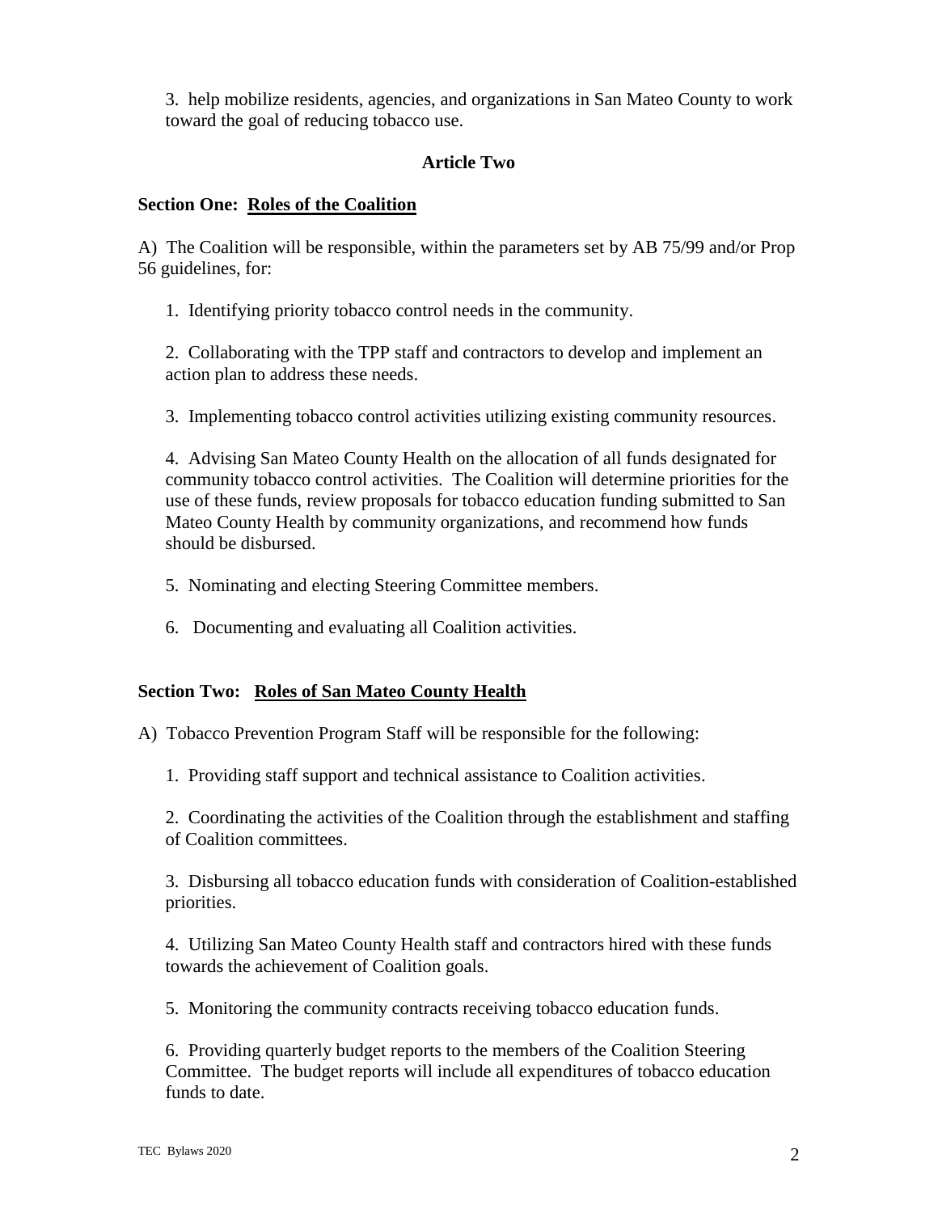3. help mobilize residents, agencies, and organizations in San Mateo County to work toward the goal of reducing tobacco use.

## Article Two

### Section One: <u>Roles of the Coalition</u>

A) The Coalition will be responsible, within the parameters set by AB 75/99 and/or Prop 56 guidelines, for:

1. Identifying priority tobacco control needs in the community.

2. Collaborating with the TPP staff and contractors to develop and implement an action plan to address these needs.

3. Implementing tobacco control activities utilizing existing community resources.

4. Advising San Mateo County Health on the allocation of all funds designated for community tobacco control activities. The Coalition will determine priorities for the use of these funds, review proposals for tobacco education funding submitted to San Mateo County Health by community organizations, and recommend how funds should be disbursed.

5. Nominating and electing Steering Committee members.

6. Documenting and evaluating all Coalition activities.

### Section Two: <u>Roles of San Mateo County Health</u>

A) Tobacco Prevention Program Staff will be responsible for the following:

1. Providing staff support and technical assistance to Coalition activities.

2. Coordinating the activities of the Coalition through the establishment and staffing of Coalition committees.

3. Disbursing all tobacco education funds with consideration of Coalition-established priorities.

4. Utilizing San Mateo County Health staff and contractors hired with these funds towards the achievement of Coalition goals.

5. Monitoring the community contracts receiving tobacco education funds.

6. Providing quarterly budget reports to the members of the Coalition Steering Committee. The budget reports will include all expenditures of tobacco education funds to date.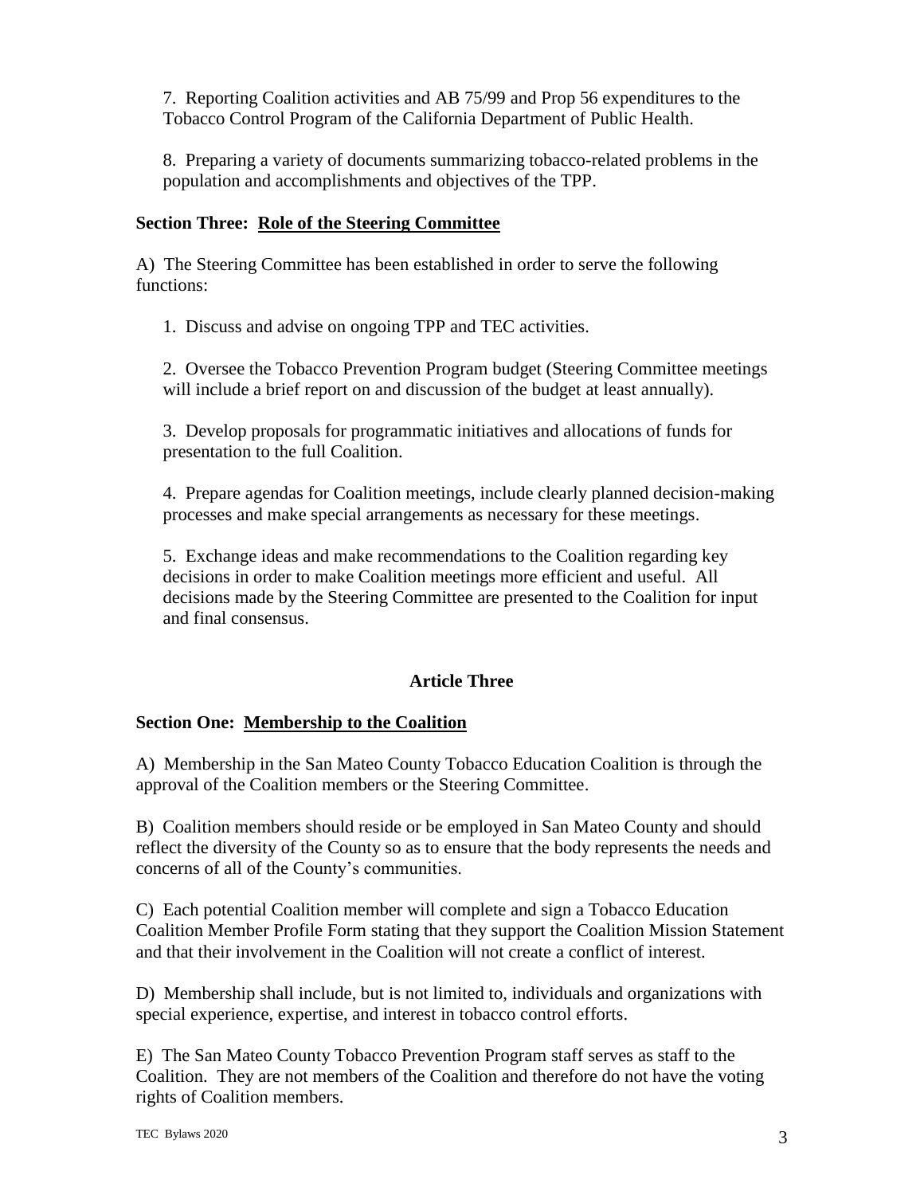7. Reporting Coalition activities and AB 75/99 and Prop 56 expenditures to the Tobacco Control Program of the California Department of Public Health.

8. Preparing a variety of documents summarizing tobacco-related problems in the population and accomplishments and objectives of the TPP.

**Section Three: <u>Role of the Steering Committee</u>**

A) The Steering Committee has been established in order to serve the following functions:

1. Discuss and advise on ongoing TPP and TEC activities.

2. Oversee the Tobacco Prevention Program budget (Steering Committee meetings will include a brief report on and discussion of the budget at least annually).

3. Develop proposals for programmatic initiatives and allocations of funds for presentation to the full Coalition.

4. Prepare agendas for Coalition meetings, include clearly planned decision-making processes and make special arrangements as necessary for these meetings.

5. Exchange ideas and make recommendations to the Coalition regarding key decisions in order to make Coalition meetings more efficient and useful. All decisions made by the Steering Committee are presented to the Coalition for input and final consensus.

## Article Three

**Section One: <u>Membership to the Coalition</u>**

A) Membership in the San Mateo County Tobacco Education Coalition is through the approval of the Coalition members or the Steering Committee.

B) Coalition members should reside or be employed in San Mateo County and should reflect the diversity of the County so as to ensure that the body represents the needs and concerns of all of the County's communities.

C) Each potential Coalition member will complete and sign a Tobacco Education Coalition Member Profile Form stating that they support the Coalition Mission Statement and that their involvement in the Coalition will not create a conflict of interest.

D) Membership shall include, but is not limited to, individuals and organizations with special experience, expertise, and interest in tobacco control efforts.

E) The San Mateo County Tobacco Prevention Program staff serves as staff to the Coalition. They are not members of the Coalition and therefore do not have the voting rights of Coalition members.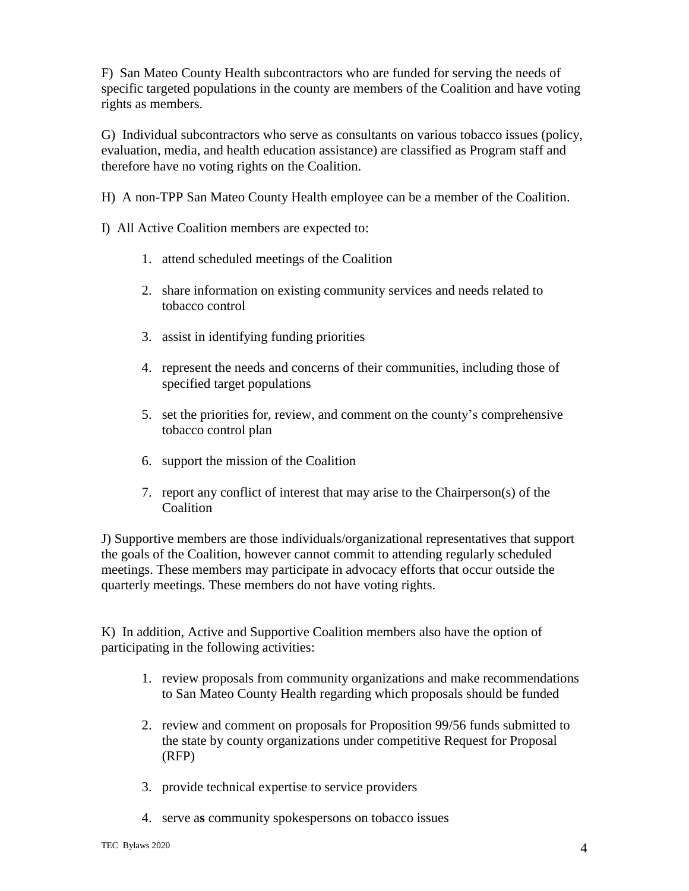F) San Mateo County Health subcontractors who are funded for serving the needs of specific targeted populations in the county are members of the Coalition and have voting rights as members.

G) Individual subcontractors who serve as consultants on various tobacco issues (policy, evaluation, media, and health education assistance) are classified as Program staff and therefore have no voting rights on the Coalition.

H) A non-TPP San Mateo County Health employee can be a member of the Coalition.

I) All Active Coalition members are expected to:

1. attend scheduled meetings of the Coalition
2. share information on existing community services and needs related to tobacco control
3. assist in identifying funding priorities
4. represent the needs and concerns of their communities, including those of specified target populations
5. set the priorities for, review, and comment on the county's comprehensive tobacco control plan
6. support the mission of the Coalition
7. report any conflict of interest that may arise to the Chairperson(s) of the Coalition

J) Supportive members are those individuals/organizational representatives that support the goals of the Coalition, however cannot commit to attending regularly scheduled meetings. These members may participate in advocacy efforts that occur outside the quarterly meetings. These members do not have voting rights.

K) In addition, Active and Supportive Coalition members also have the option of participating in the following activities:

1. review proposals from community organizations and make recommendations to San Mateo County Health regarding which proposals should be funded
2. review and comment on proposals for Proposition 99/56 funds submitted to the state by county organizations under competitive Request for Proposal (RFP)
3. provide technical expertise to service providers
4. serve as community spokespersons on tobacco issues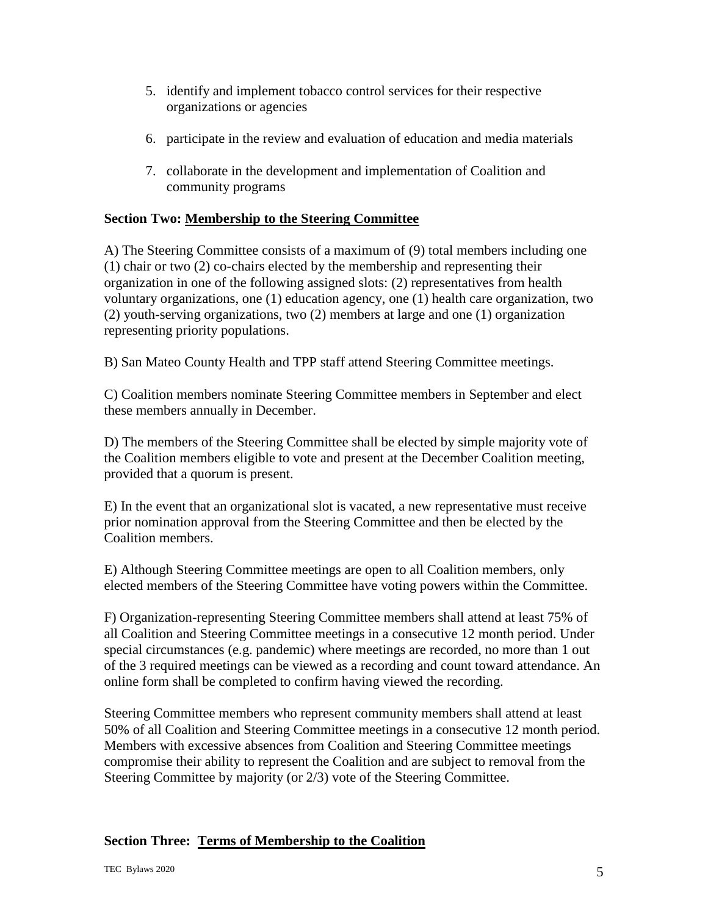5. identify and implement tobacco control services for their respective organizations or agencies

6. participate in the review and evaluation of education and media materials

7. collaborate in the development and implementation of Coalition and community programs

### Section Two: Membership to the Steering Committee

A) The Steering Committee consists of a maximum of (9) total members including one (1) chair or two (2) co-chairs elected by the membership and representing their organization in one of the following assigned slots: (2) representatives from health voluntary organizations, one (1) education agency, one (1) health care organization, two (2) youth-serving organizations, two (2) members at large and one (1) organization representing priority populations.

B) San Mateo County Health and TPP staff attend Steering Committee meetings.

C) Coalition members nominate Steering Committee members in September and elect these members annually in December.

D) The members of the Steering Committee shall be elected by simple majority vote of the Coalition members eligible to vote and present at the December Coalition meeting, provided that a quorum is present.

E) In the event that an organizational slot is vacated, a new representative must receive prior nomination approval from the Steering Committee and then be elected by the Coalition members.

E) Although Steering Committee meetings are open to all Coalition members, only elected members of the Steering Committee have voting powers within the Committee.

F) Organization-representing Steering Committee members shall attend at least 75% of all Coalition and Steering Committee meetings in a consecutive 12 month period. Under special circumstances (e.g. pandemic) where meetings are recorded, no more than 1 out of the 3 required meetings can be viewed as a recording and count toward attendance. An online form shall be completed to confirm having viewed the recording.

Steering Committee members who represent community members shall attend at least 50% of all Coalition and Steering Committee meetings in a consecutive 12 month period. Members with excessive absences from Coalition and Steering Committee meetings compromise their ability to represent the Coalition and are subject to removal from the Steering Committee by majority (or 2/3) vote of the Steering Committee.

### Section Three: Terms of Membership to the Coalition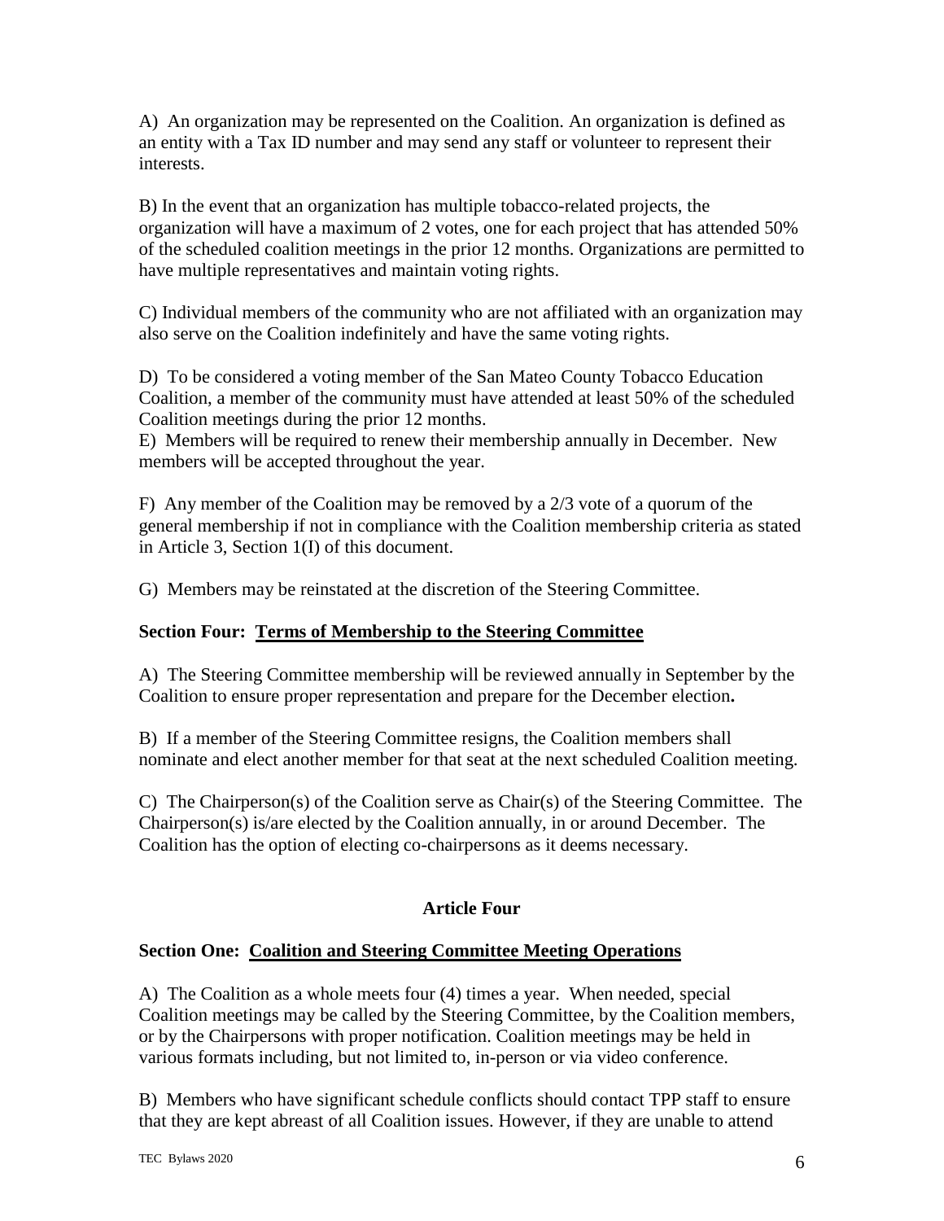A)  An organization may be represented on the Coalition. An organization is defined as an entity with a Tax ID number and may send any staff or volunteer to represent their interests.

B) In the event that an organization has multiple tobacco-related projects, the organization will have a maximum of 2 votes, one for each project that has attended 50% of the scheduled coalition meetings in the prior 12 months. Organizations are permitted to have multiple representatives and maintain voting rights.

C) Individual members of the community who are not affiliated with an organization may also serve on the Coalition indefinitely and have the same voting rights.

D)  To be considered a voting member of the San Mateo County Tobacco Education Coalition, a member of the community must have attended at least 50% of the scheduled Coalition meetings during the prior 12 months.

E)  Members will be required to renew their membership annually in December.  New members will be accepted throughout the year.

F)  Any member of the Coalition may be removed by a 2/3 vote of a quorum of the general membership if not in compliance with the Coalition membership criteria as stated in Article 3, Section 1(I) of this document.

G)  Members may be reinstated at the discretion of the Steering Committee.

**Section Four:  <u>Terms of Membership to the Steering Committee</u>**

A)  The Steering Committee membership will be reviewed annually in September by the Coalition to ensure proper representation and prepare for the December election**.**

B)  If a member of the Steering Committee resigns, the Coalition members shall nominate and elect another member for that seat at the next scheduled Coalition meeting.

C)  The Chairperson(s) of the Coalition serve as Chair(s) of the Steering Committee.  The Chairperson(s) is/are elected by the Coalition annually, in or around December.  The Coalition has the option of electing co-chairpersons as it deems necessary.

## Article Four

**Section One:  <u>Coalition and Steering Committee Meeting Operations</u>**

A)  The Coalition as a whole meets four (4) times a year.  When needed, special Coalition meetings may be called by the Steering Committee, by the Coalition members, or by the Chairpersons with proper notification. Coalition meetings may be held in various formats including, but not limited to, in-person or via video conference.

B)  Members who have significant schedule conflicts should contact TPP staff to ensure that they are kept abreast of all Coalition issues. However, if they are unable to attend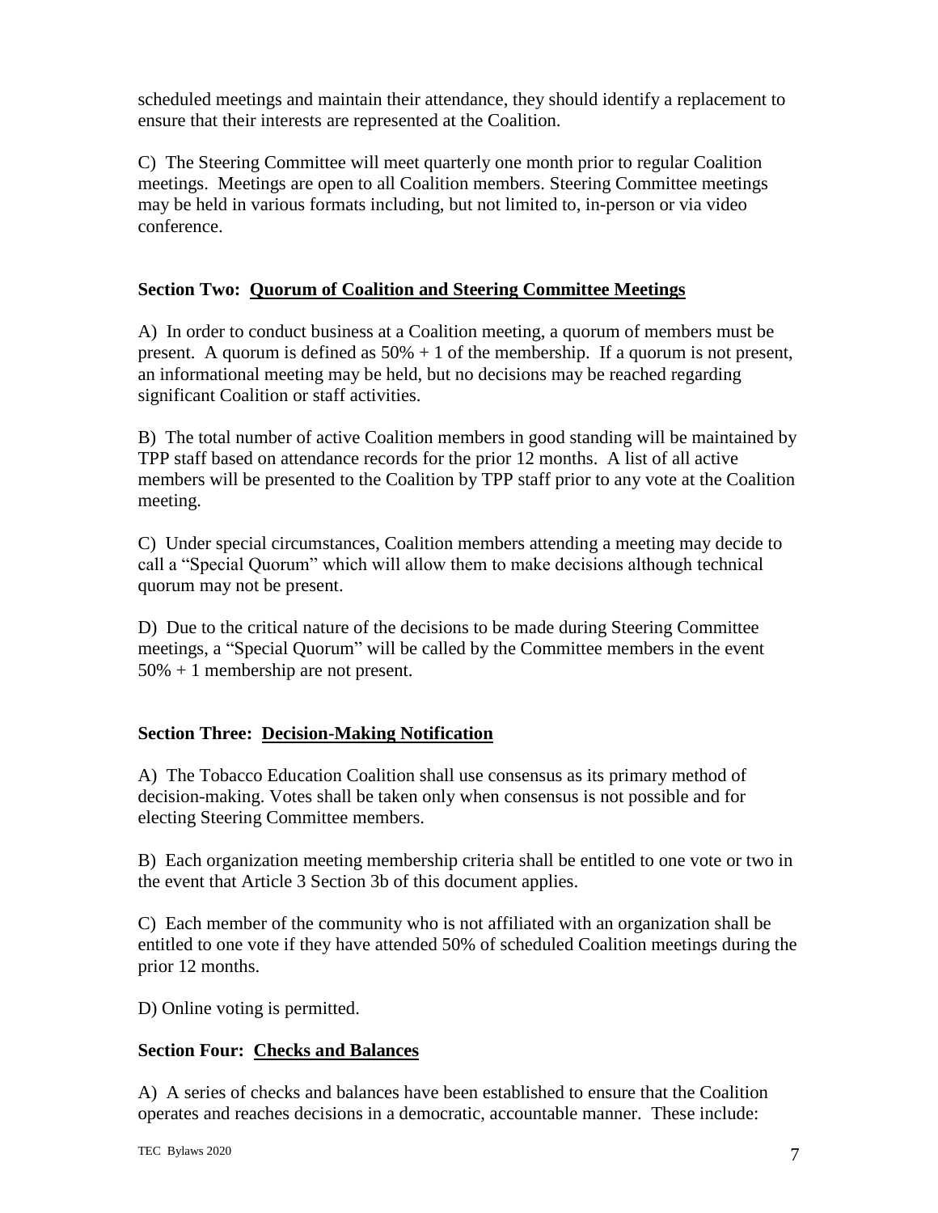scheduled meetings and maintain their attendance, they should identify a replacement to ensure that their interests are represented at the Coalition.

C) The Steering Committee will meet quarterly one month prior to regular Coalition meetings. Meetings are open to all Coalition members. Steering Committee meetings may be held in various formats including, but not limited to, in-person or via video conference.

### Section Two: Quorum of Coalition and Steering Committee Meetings

A) In order to conduct business at a Coalition meeting, a quorum of members must be present. A quorum is defined as 50% + 1 of the membership. If a quorum is not present, an informational meeting may be held, but no decisions may be reached regarding significant Coalition or staff activities.

B) The total number of active Coalition members in good standing will be maintained by TPP staff based on attendance records for the prior 12 months. A list of all active members will be presented to the Coalition by TPP staff prior to any vote at the Coalition meeting.

C) Under special circumstances, Coalition members attending a meeting may decide to call a "Special Quorum" which will allow them to make decisions although technical quorum may not be present.

D) Due to the critical nature of the decisions to be made during Steering Committee meetings, a "Special Quorum" will be called by the Committee members in the event 50% + 1 membership are not present.

### Section Three: Decision-Making Notification

A) The Tobacco Education Coalition shall use consensus as its primary method of decision-making. Votes shall be taken only when consensus is not possible and for electing Steering Committee members.

B) Each organization meeting membership criteria shall be entitled to one vote or two in the event that Article 3 Section 3b of this document applies.

C) Each member of the community who is not affiliated with an organization shall be entitled to one vote if they have attended 50% of scheduled Coalition meetings during the prior 12 months.

D) Online voting is permitted.

### Section Four: Checks and Balances

A) A series of checks and balances have been established to ensure that the Coalition operates and reaches decisions in a democratic, accountable manner. These include: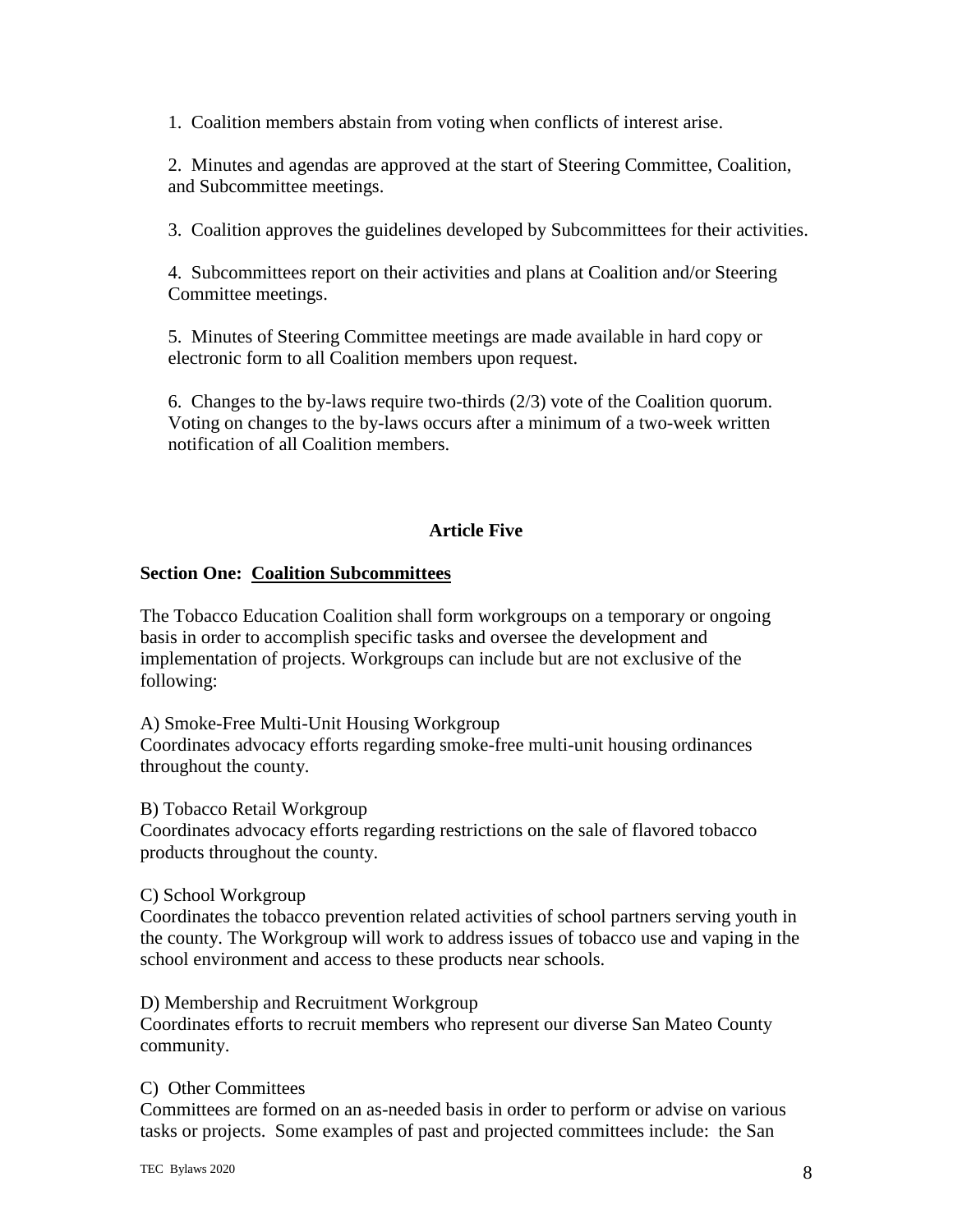1. Coalition members abstain from voting when conflicts of interest arise.

2. Minutes and agendas are approved at the start of Steering Committee, Coalition, and Subcommittee meetings.

3. Coalition approves the guidelines developed by Subcommittees for their activities.

4. Subcommittees report on their activities and plans at Coalition and/or Steering Committee meetings.

5. Minutes of Steering Committee meetings are made available in hard copy or electronic form to all Coalition members upon request.

6. Changes to the by-laws require two-thirds (2/3) vote of the Coalition quorum. Voting on changes to the by-laws occurs after a minimum of a two-week written notification of all Coalition members.

## Article Five

### Section One: Coalition Subcommittees

The Tobacco Education Coalition shall form workgroups on a temporary or ongoing basis in order to accomplish specific tasks and oversee the development and implementation of projects. Workgroups can include but are not exclusive of the following:

A) Smoke-Free Multi-Unit Housing Workgroup
Coordinates advocacy efforts regarding smoke-free multi-unit housing ordinances throughout the county.

B) Tobacco Retail Workgroup
Coordinates advocacy efforts regarding restrictions on the sale of flavored tobacco products throughout the county.

C) School Workgroup
Coordinates the tobacco prevention related activities of school partners serving youth in the county. The Workgroup will work to address issues of tobacco use and vaping in the school environment and access to these products near schools.

D) Membership and Recruitment Workgroup
Coordinates efforts to recruit members who represent our diverse San Mateo County community.

C) Other Committees
Committees are formed on an as-needed basis in order to perform or advise on various tasks or projects. Some examples of past and projected committees include: the San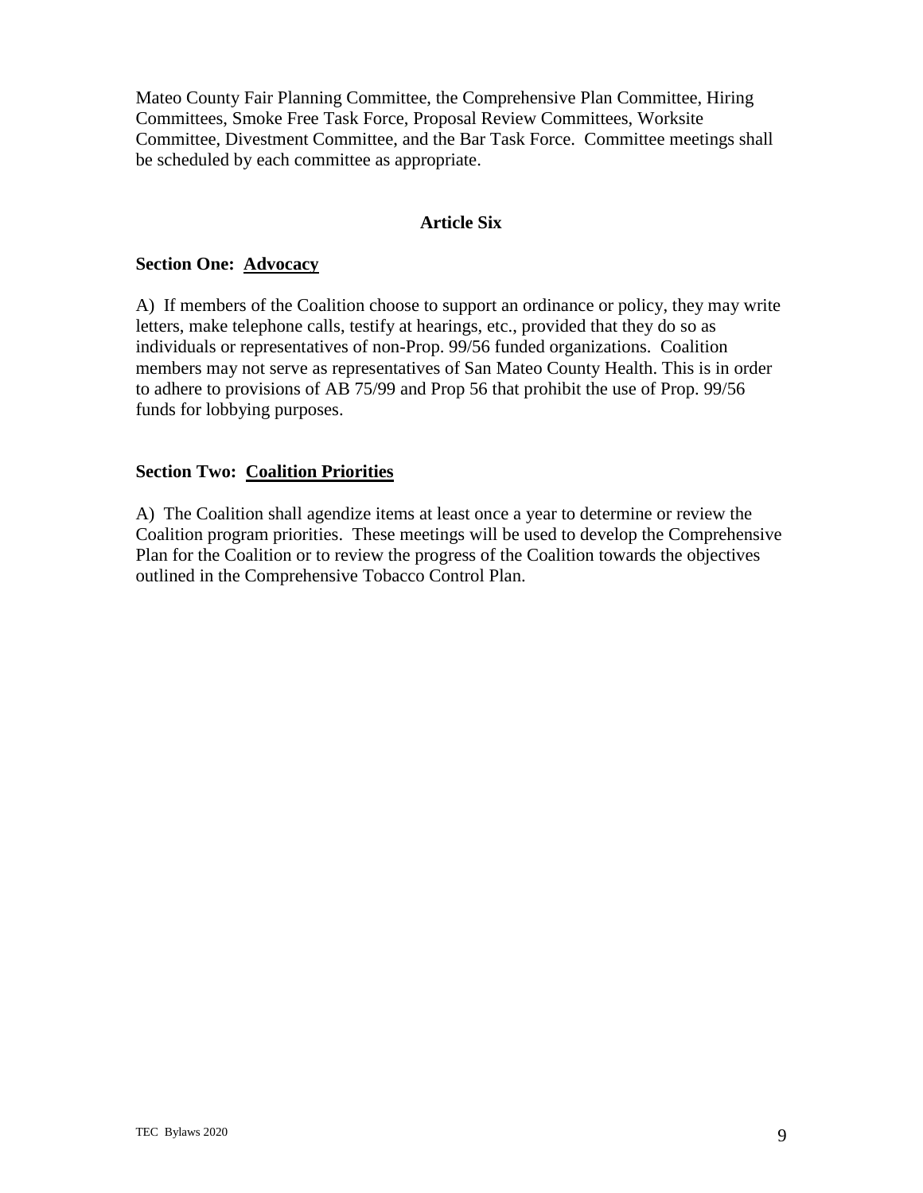Mateo County Fair Planning Committee, the Comprehensive Plan Committee, Hiring Committees, Smoke Free Task Force, Proposal Review Committees, Worksite Committee, Divestment Committee, and the Bar Task Force. Committee meetings shall be scheduled by each committee as appropriate.

## Article Six

### Section One: Advocacy

A) If members of the Coalition choose to support an ordinance or policy, they may write letters, make telephone calls, testify at hearings, etc., provided that they do so as individuals or representatives of non-Prop. 99/56 funded organizations. Coalition members may not serve as representatives of San Mateo County Health. This is in order to adhere to provisions of AB 75/99 and Prop 56 that prohibit the use of Prop. 99/56 funds for lobbying purposes.

### Section Two: Coalition Priorities

A) The Coalition shall agendize items at least once a year to determine or review the Coalition program priorities. These meetings will be used to develop the Comprehensive Plan for the Coalition or to review the progress of the Coalition towards the objectives outlined in the Comprehensive Tobacco Control Plan.